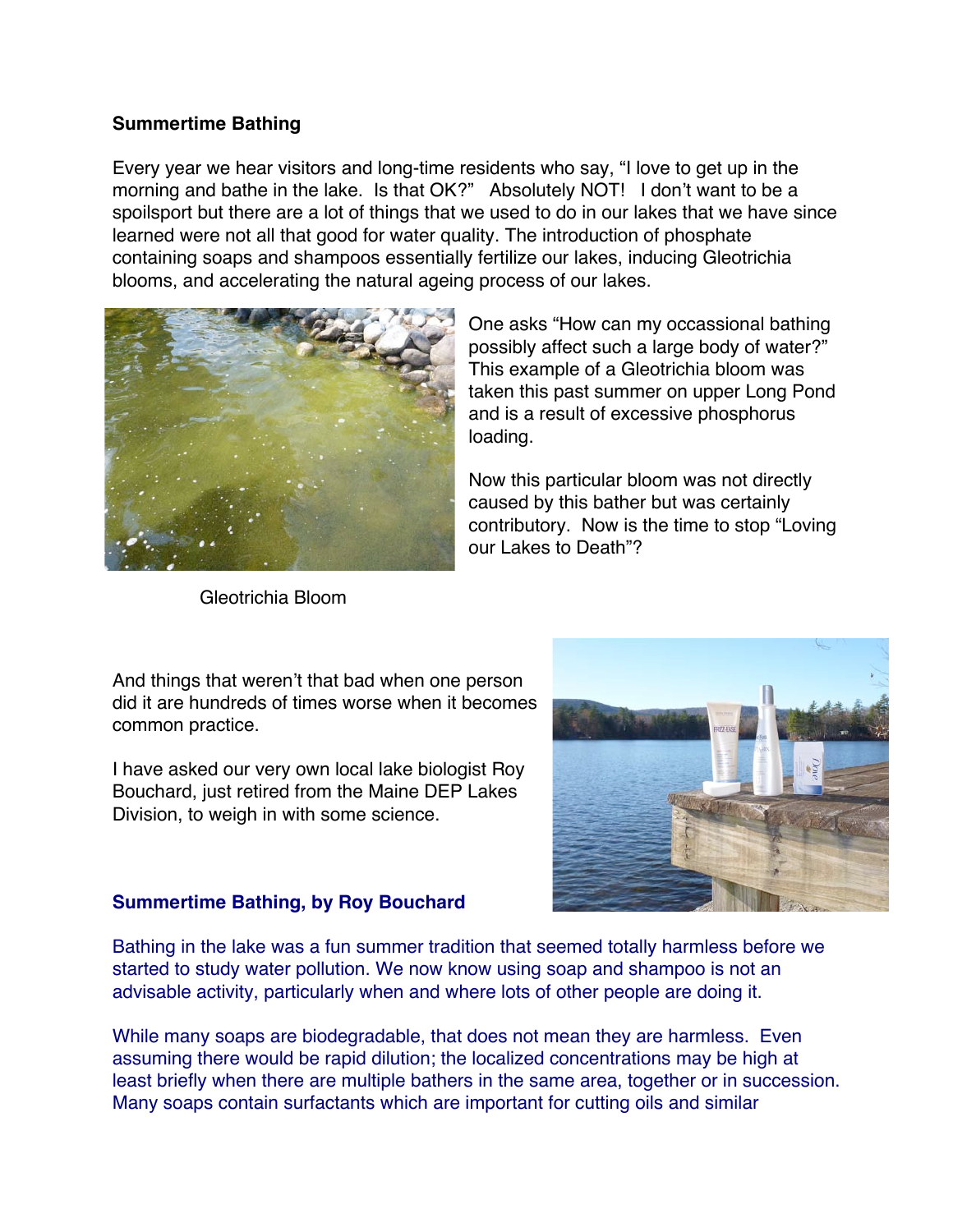**Summertime Bathing**

Every year we hear visitors and long-time residents who say, "I love to get up in the morning and bathe in the lake. Is that OK?" Absolutely NOT! I don't want to be a spoilsport but there are a lot of things that we used to do in our lakes that we have since learned were not all that good for water quality. The introduction of phosphate containing soaps and shampoos essentially fertilize our lakes, inducing Gleotrichia blooms, and accelerating the natural ageing process of our lakes.

One asks "How can my occassional bathing possibly affect such a large body of water?" This example of a Gleotrichia bloom was taken this past summer on upper Long Pond and is a result of excessive phosphorus loading.

Now this particular bloom was not directly caused by this bather but was certainly contributory. Now is the time to stop "Loving our Lakes to Death"?

Gleotrichia Bloom

And things that weren't that bad when one person did it are hundreds of times worse when it becomes common practice.

I have asked our very own local lake biologist Roy Bouchard, just retired from the Maine DEP Lakes Division, to weigh in with some science.

**Summertime Bathing, by Roy Bouchard**

Bathing in the lake was a fun summer tradition that seemed totally harmless before we started to study water pollution. We now know using soap and shampoo is not an advisable activity, particularly when and where lots of other people are doing it.

While many soaps are biodegradable, that does not mean they are harmless. Even assuming there would be rapid dilution; the localized concentrations may be high at least briefly when there are multiple bathers in the same area, together or in succession. Many soaps contain surfactants which are important for cutting oils and similar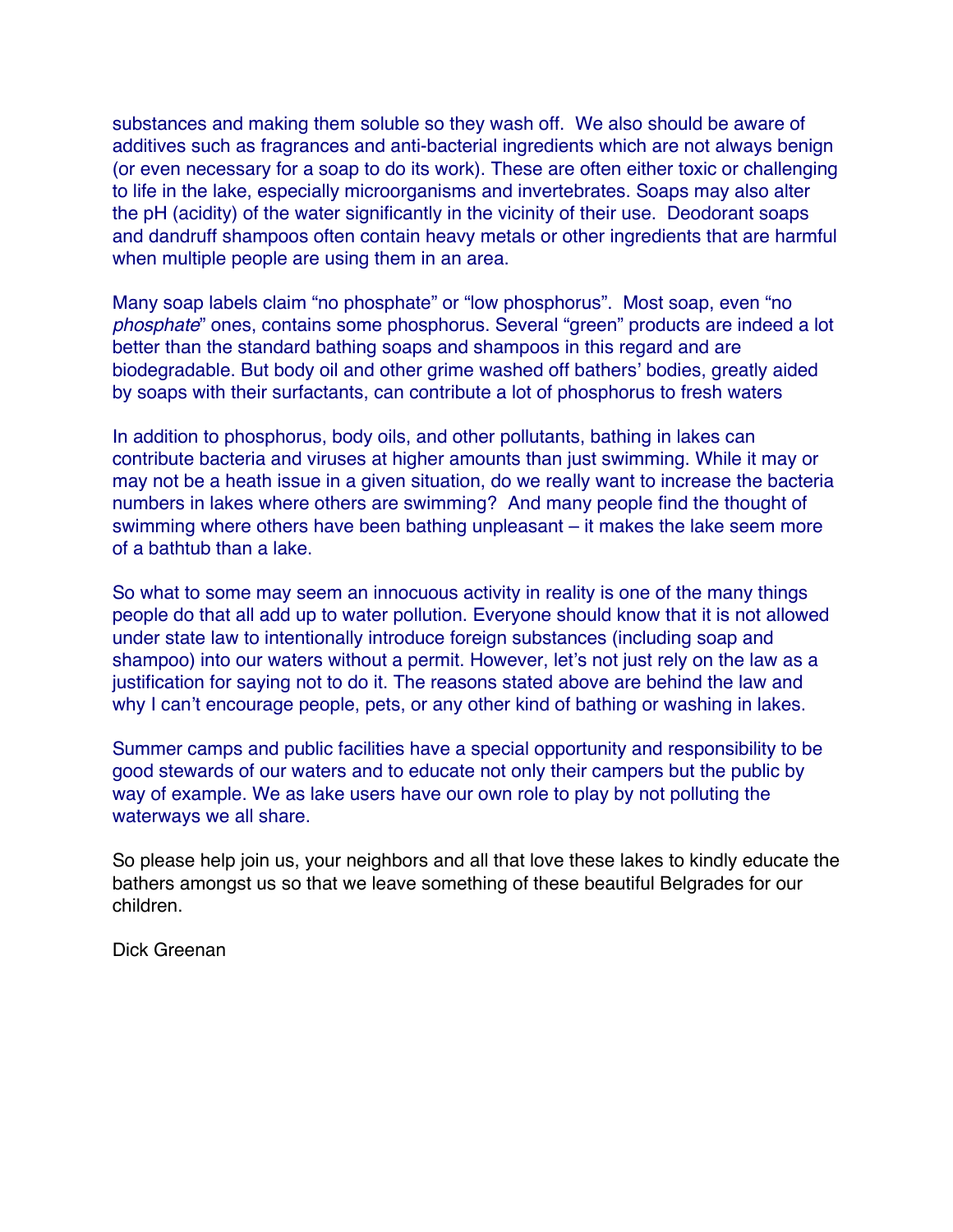substances and making them soluble so they wash off. We also should be aware of additives such as fragrances and anti-bacterial ingredients which are not always benign (or even necessary for a soap to do its work). These are often either toxic or challenging to life in the lake, especially microorganisms and invertebrates. Soaps may also alter the pH (acidity) of the water significantly in the vicinity of their use. Deodorant soaps and dandruff shampoos often contain heavy metals or other ingredients that are harmful when multiple people are using them in an area.

Many soap labels claim "no phosphate" or "low phosphorus". Most soap, even "no *phosphate*" ones, contains some phosphorus. Several "green" products are indeed a lot better than the standard bathing soaps and shampoos in this regard and are biodegradable. But body oil and other grime washed off bathers' bodies, greatly aided by soaps with their surfactants, can contribute a lot of phosphorus to fresh waters

In addition to phosphorus, body oils, and other pollutants, bathing in lakes can contribute bacteria and viruses at higher amounts than just swimming. While it may or may not be a heath issue in a given situation, do we really want to increase the bacteria numbers in lakes where others are swimming? And many people find the thought of swimming where others have been bathing unpleasant – it makes the lake seem more of a bathtub than a lake.

So what to some may seem an innocuous activity in reality is one of the many things people do that all add up to water pollution. Everyone should know that it is not allowed under state law to intentionally introduce foreign substances (including soap and shampoo) into our waters without a permit. However, let's not just rely on the law as a justification for saying not to do it. The reasons stated above are behind the law and why I can't encourage people, pets, or any other kind of bathing or washing in lakes.

Summer camps and public facilities have a special opportunity and responsibility to be good stewards of our waters and to educate not only their campers but the public by way of example. We as lake users have our own role to play by not polluting the waterways we all share.

So please help join us, your neighbors and all that love these lakes to kindly educate the bathers amongst us so that we leave something of these beautiful Belgrades for our children.

Dick Greenan